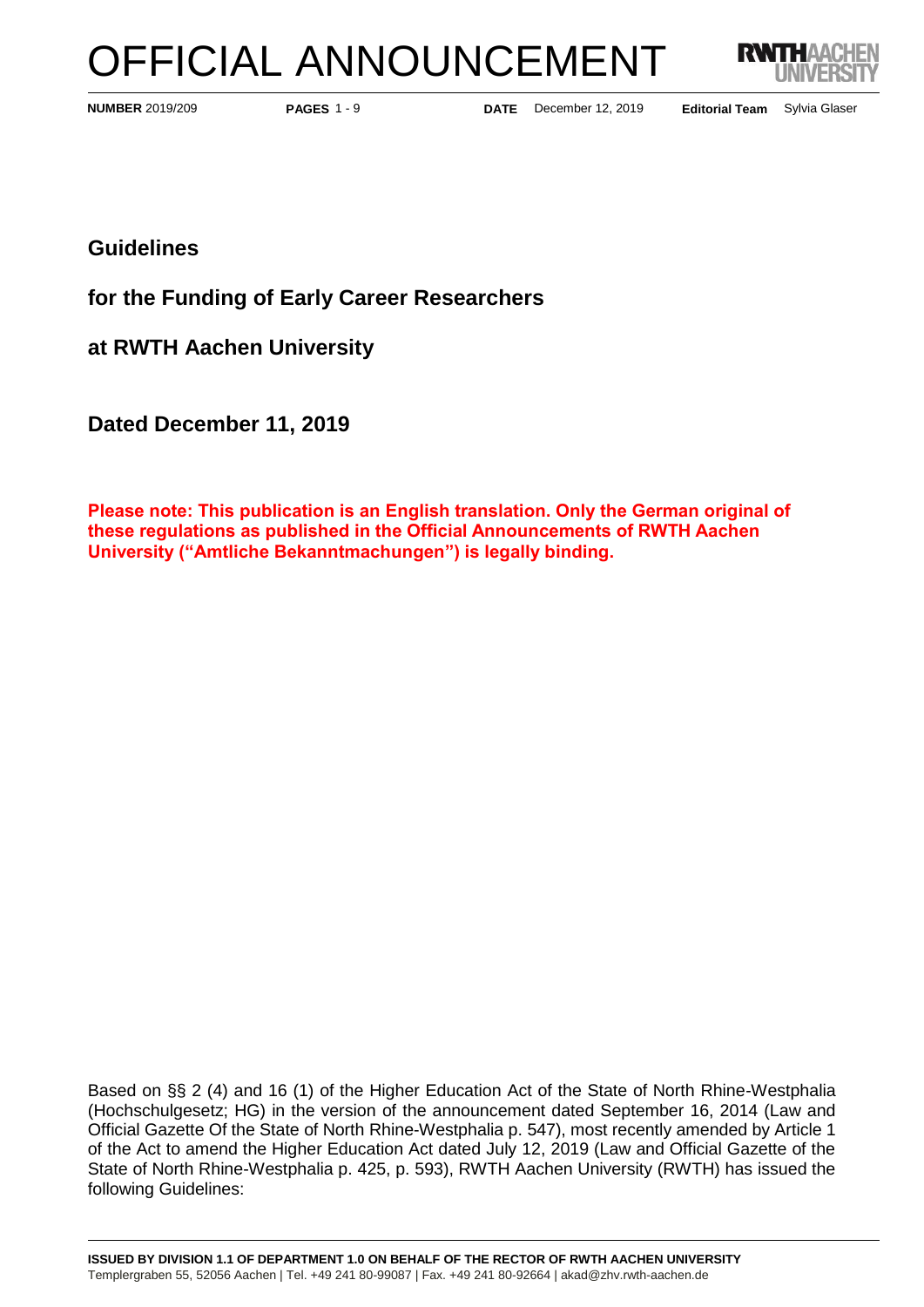# OFFICIAL ANNOUNCEMENT

**NUMBER** 2019/209 **PAGES** 1 - 9 **DATE** December 12, 2019 **Editorial Team** Sylvia Glaser

## Guidelines

## for the Funding of Early Career Researchers

## at RWTH Aachen University

## Dated December 11, 2019

**Please note: This publication is an English translation. Only the German original of these regulations as published in the Official Announcements of RWTH Aachen University ("Amtliche Bekanntmachungen") is legally binding.**

Based on §§ 2 (4) and 16 (1) of the Higher Education Act of the State of North Rhine-Westphalia (Hochschulgesetz; HG) in the version of the announcement dated September 16, 2014 (Law and Official Gazette Of the State of North Rhine-Westphalia p. 547), most recently amended by Article 1 of the Act to amend the Higher Education Act dated July 12, 2019 (Law and Official Gazette of the State of North Rhine-Westphalia p. 425, p. 593), RWTH Aachen University (RWTH) has issued the following Guidelines:

**ISSUED BY DIVISION 1.1 OF DEPARTMENT 1.0 ON BEHALF OF THE RECTOR OF RWTH AACHEN UNIVERSITY**
Templergraben 55, 52056 Aachen | Tel. +49 241 80-99087 | Fax. +49 241 80-92664 | akad@zhv.rwth-aachen.de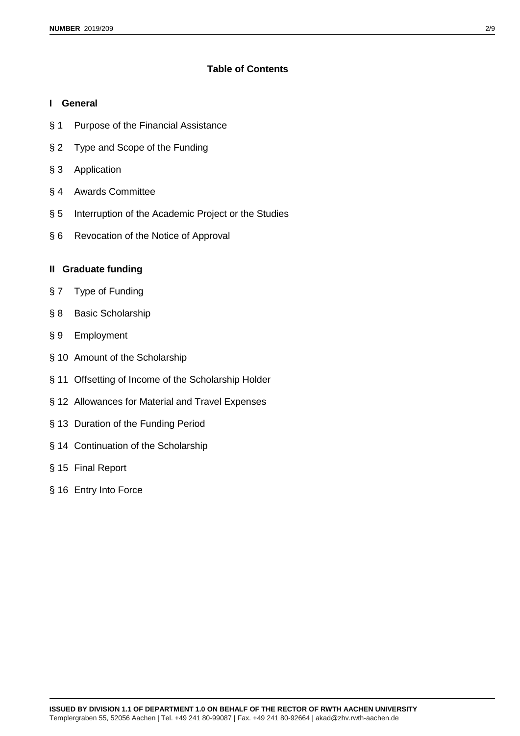## Table of Contents

### I General

§ 1 Purpose of the Financial Assistance

§ 2 Type and Scope of the Funding

§ 3 Application

§ 4 Awards Committee

§ 5 Interruption of the Academic Project or the Studies

§ 6 Revocation of the Notice of Approval

### II Graduate funding

§ 7 Type of Funding

§ 8 Basic Scholarship

§ 9 Employment

§ 10 Amount of the Scholarship

§ 11 Offsetting of Income of the Scholarship Holder

§ 12 Allowances for Material and Travel Expenses

§ 13 Duration of the Funding Period

§ 14 Continuation of the Scholarship

§ 15 Final Report

§ 16 Entry Into Force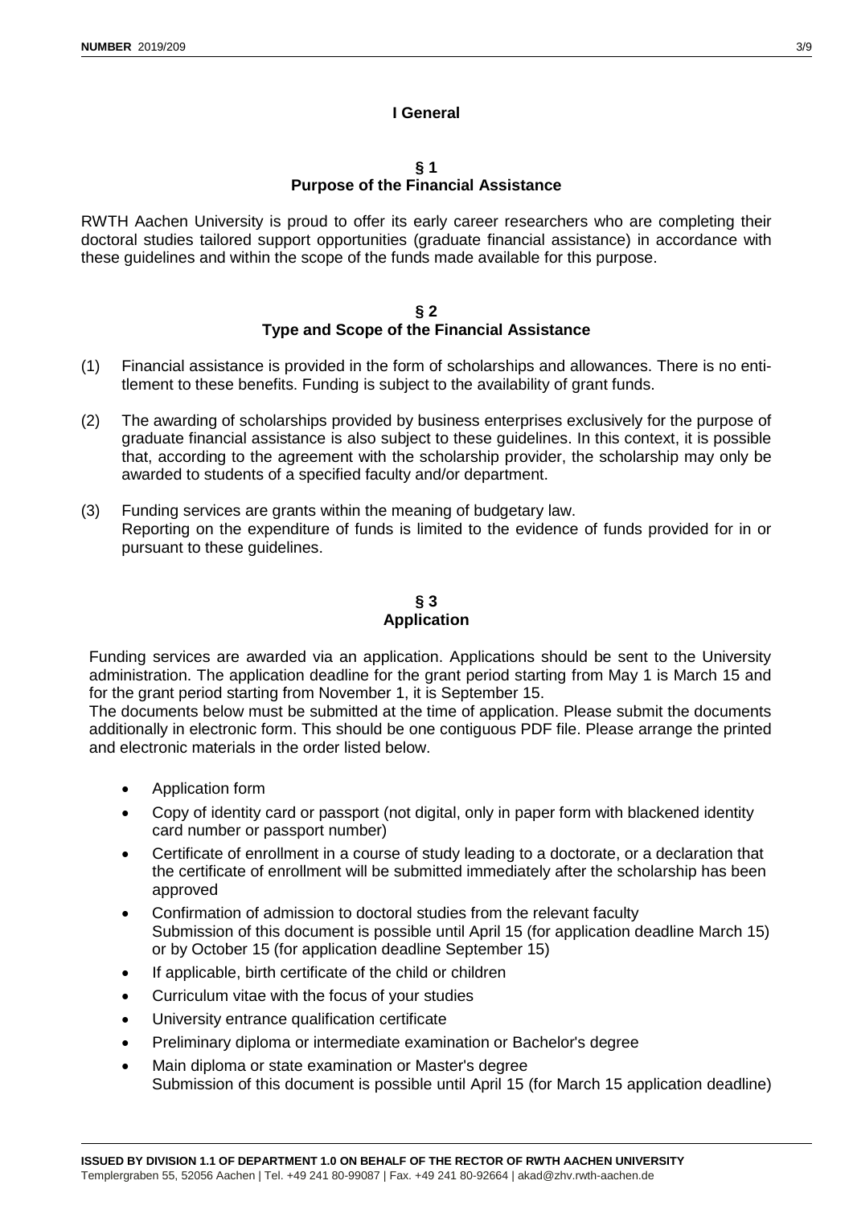## I General

### § 1
### Purpose of the Financial Assistance

RWTH Aachen University is proud to offer its early career researchers who are completing their doctoral studies tailored support opportunities (graduate financial assistance) in accordance with these guidelines and within the scope of the funds made available for this purpose.

### § 2
### Type and Scope of the Financial Assistance

(1) Financial assistance is provided in the form of scholarships and allowances. There is no entitlement to these benefits. Funding is subject to the availability of grant funds.

(2) The awarding of scholarships provided by business enterprises exclusively for the purpose of graduate financial assistance is also subject to these guidelines. In this context, it is possible that, according to the agreement with the scholarship provider, the scholarship may only be awarded to students of a specified faculty and/or department.

(3) Funding services are grants within the meaning of budgetary law.
Reporting on the expenditure of funds is limited to the evidence of funds provided for in or pursuant to these guidelines.

### § 3
### Application

Funding services are awarded via an application. Applications should be sent to the University administration. The application deadline for the grant period starting from May 1 is March 15 and for the grant period starting from November 1, it is September 15.
The documents below must be submitted at the time of application. Please submit the documents additionally in electronic form. This should be one contiguous PDF file. Please arrange the printed and electronic materials in the order listed below.

- Application form
- Copy of identity card or passport (not digital, only in paper form with blackened identity card number or passport number)
- Certificate of enrollment in a course of study leading to a doctorate, or a declaration that the certificate of enrollment will be submitted immediately after the scholarship has been approved
- Confirmation of admission to doctoral studies from the relevant faculty
  Submission of this document is possible until April 15 (for application deadline March 15) or by October 15 (for application deadline September 15)
- If applicable, birth certificate of the child or children
- Curriculum vitae with the focus of your studies
- University entrance qualification certificate
- Preliminary diploma or intermediate examination or Bachelor's degree
- Main diploma or state examination or Master's degree
  Submission of this document is possible until April 15 (for March 15 application deadline)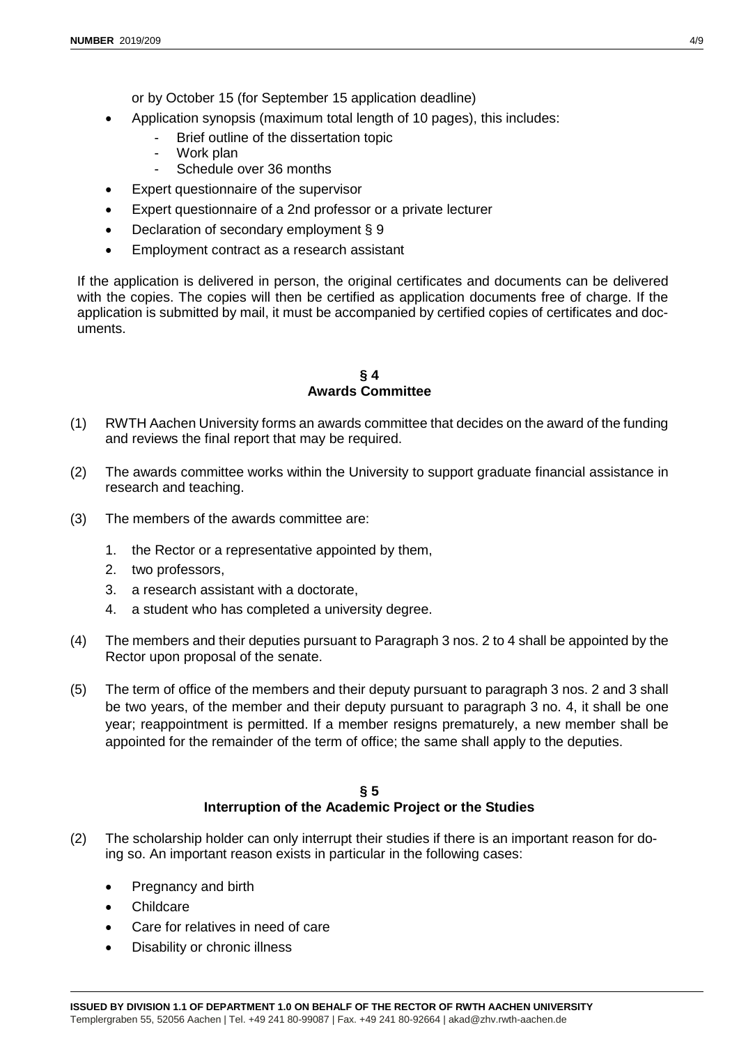or by October 15 (for September 15 application deadline)

- Application synopsis (maximum total length of 10 pages), this includes:
  - Brief outline of the dissertation topic
  - Work plan
  - Schedule over 36 months
- Expert questionnaire of the supervisor
- Expert questionnaire of a 2nd professor or a private lecturer
- Declaration of secondary employment § 9
- Employment contract as a research assistant

If the application is delivered in person, the original certificates and documents can be delivered with the copies. The copies will then be certified as application documents free of charge. If the application is submitted by mail, it must be accompanied by certified copies of certificates and documents.

## § 4
## Awards Committee

(1) RWTH Aachen University forms an awards committee that decides on the award of the funding and reviews the final report that may be required.

(2) The awards committee works within the University to support graduate financial assistance in research and teaching.

(3) The members of the awards committee are:

1. the Rector or a representative appointed by them,
2. two professors,
3. a research assistant with a doctorate,
4. a student who has completed a university degree.

(4) The members and their deputies pursuant to Paragraph 3 nos. 2 to 4 shall be appointed by the Rector upon proposal of the senate.

(5) The term of office of the members and their deputy pursuant to paragraph 3 nos. 2 and 3 shall be two years, of the member and their deputy pursuant to paragraph 3 no. 4, it shall be one year; reappointment is permitted. If a member resigns prematurely, a new member shall be appointed for the remainder of the term of office; the same shall apply to the deputies.

## § 5
## Interruption of the Academic Project or the Studies

(2) The scholarship holder can only interrupt their studies if there is an important reason for doing so. An important reason exists in particular in the following cases:

- Pregnancy and birth
- Childcare
- Care for relatives in need of care
- Disability or chronic illness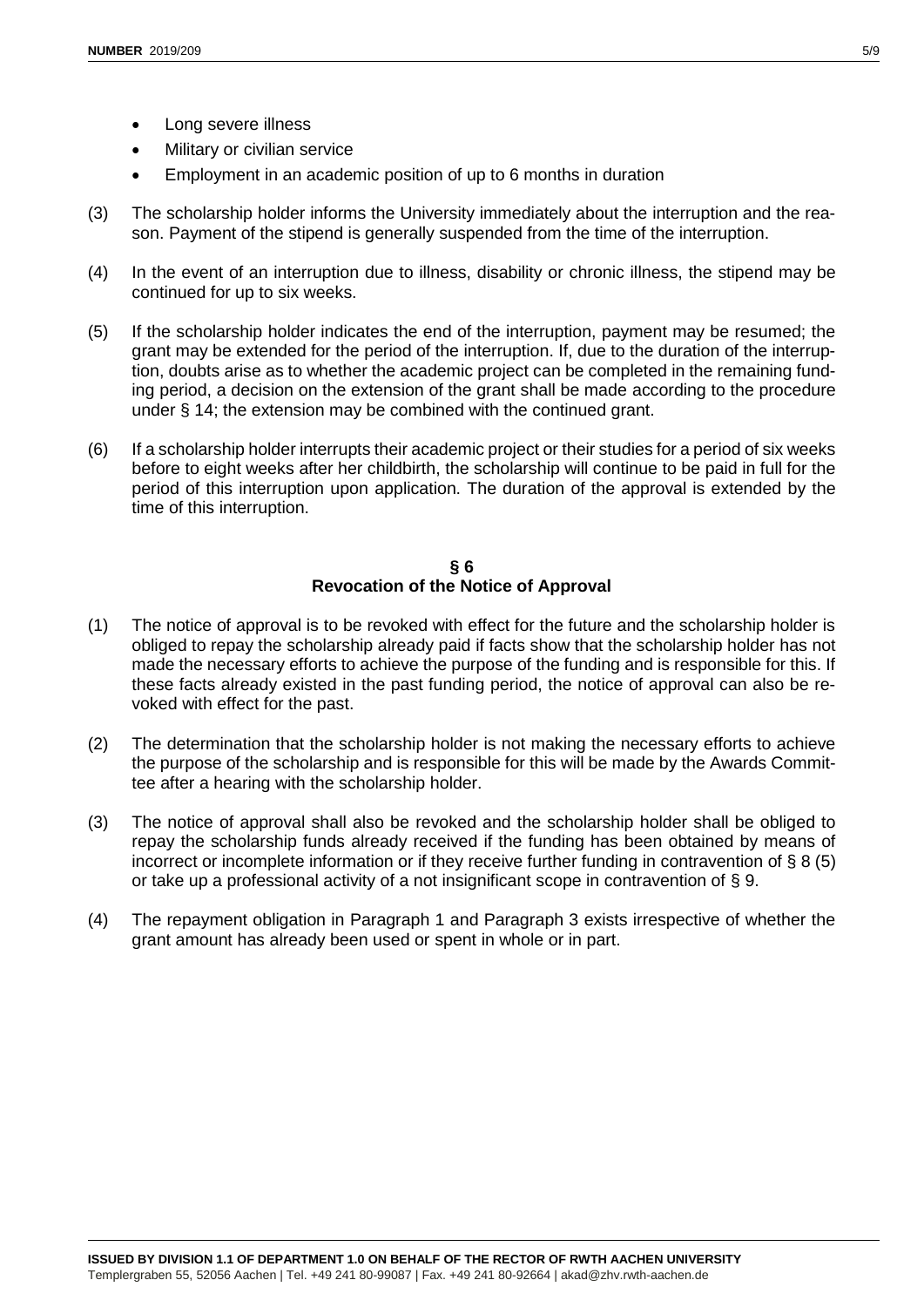- Long severe illness
- Military or civilian service
- Employment in an academic position of up to 6 months in duration

(3) The scholarship holder informs the University immediately about the interruption and the reason. Payment of the stipend is generally suspended from the time of the interruption.

(4) In the event of an interruption due to illness, disability or chronic illness, the stipend may be continued for up to six weeks.

(5) If the scholarship holder indicates the end of the interruption, payment may be resumed; the grant may be extended for the period of the interruption. If, due to the duration of the interruption, doubts arise as to whether the academic project can be completed in the remaining funding period, a decision on the extension of the grant shall be made according to the procedure under § 14; the extension may be combined with the continued grant.

(6) If a scholarship holder interrupts their academic project or their studies for a period of six weeks before to eight weeks after her childbirth, the scholarship will continue to be paid in full for the period of this interruption upon application. The duration of the approval is extended by the time of this interruption.

## § 6
## Revocation of the Notice of Approval

(1) The notice of approval is to be revoked with effect for the future and the scholarship holder is obliged to repay the scholarship already paid if facts show that the scholarship holder has not made the necessary efforts to achieve the purpose of the funding and is responsible for this. If these facts already existed in the past funding period, the notice of approval can also be revoked with effect for the past.

(2) The determination that the scholarship holder is not making the necessary efforts to achieve the purpose of the scholarship and is responsible for this will be made by the Awards Committee after a hearing with the scholarship holder.

(3) The notice of approval shall also be revoked and the scholarship holder shall be obliged to repay the scholarship funds already received if the funding has been obtained by means of incorrect or incomplete information or if they receive further funding in contravention of § 8 (5) or take up a professional activity of a not insignificant scope in contravention of § 9.

(4) The repayment obligation in Paragraph 1 and Paragraph 3 exists irrespective of whether the grant amount has already been used or spent in whole or in part.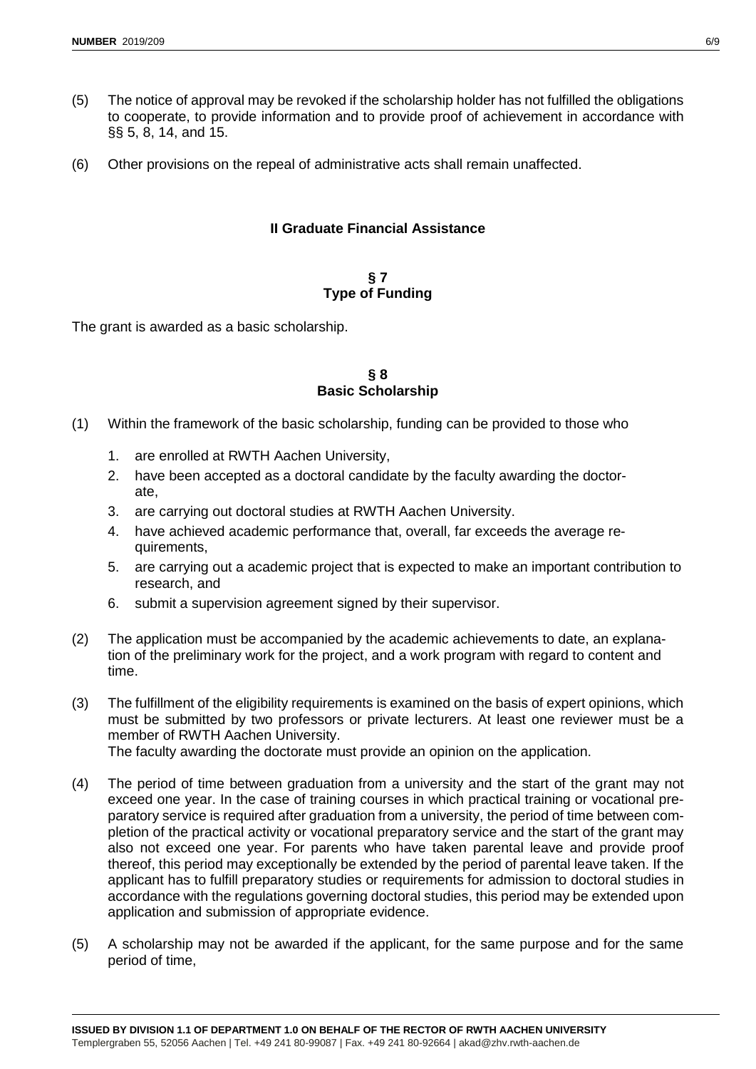(5) The notice of approval may be revoked if the scholarship holder has not fulfilled the obligations to cooperate, to provide information and to provide proof of achievement in accordance with §§ 5, 8, 14, and 15.

(6) Other provisions on the repeal of administrative acts shall remain unaffected.

## II Graduate Financial Assistance

### § 7
### Type of Funding

The grant is awarded as a basic scholarship.

### § 8
### Basic Scholarship

(1) Within the framework of the basic scholarship, funding can be provided to those who

1. are enrolled at RWTH Aachen University,
2. have been accepted as a doctoral candidate by the faculty awarding the doctorate,
3. are carrying out doctoral studies at RWTH Aachen University.
4. have achieved academic performance that, overall, far exceeds the average requirements,
5. are carrying out a academic project that is expected to make an important contribution to research, and
6. submit a supervision agreement signed by their supervisor.

(2) The application must be accompanied by the academic achievements to date, an explanation of the preliminary work for the project, and a work program with regard to content and time.

(3) The fulfillment of the eligibility requirements is examined on the basis of expert opinions, which must be submitted by two professors or private lecturers. At least one reviewer must be a member of RWTH Aachen University.
The faculty awarding the doctorate must provide an opinion on the application.

(4) The period of time between graduation from a university and the start of the grant may not exceed one year. In the case of training courses in which practical training or vocational preparatory service is required after graduation from a university, the period of time between completion of the practical activity or vocational preparatory service and the start of the grant may also not exceed one year. For parents who have taken parental leave and provide proof thereof, this period may exceptionally be extended by the period of parental leave taken. If the applicant has to fulfill preparatory studies or requirements for admission to doctoral studies in accordance with the regulations governing doctoral studies, this period may be extended upon application and submission of appropriate evidence.

(5) A scholarship may not be awarded if the applicant, for the same purpose and for the same period of time,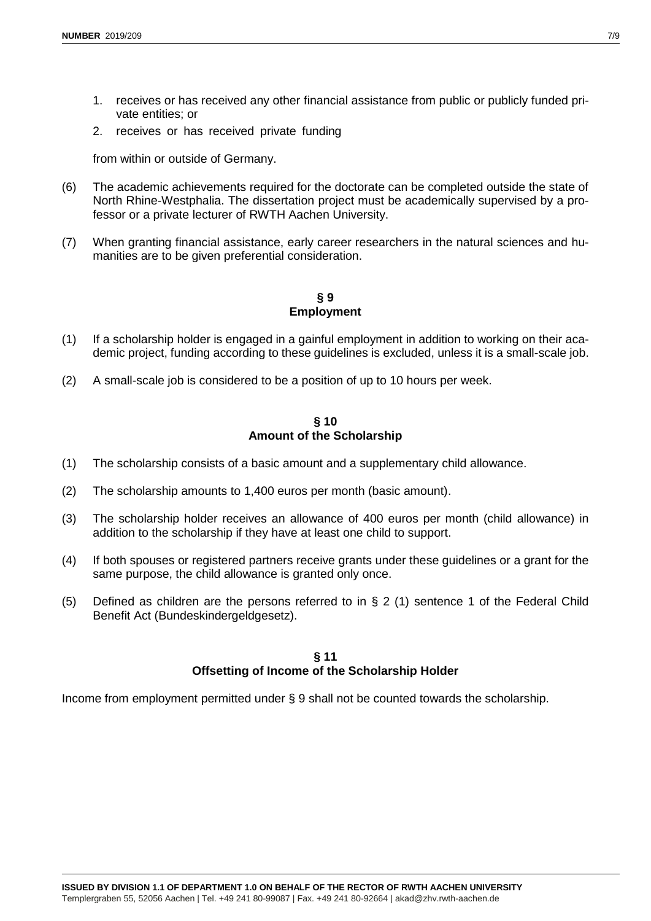1. receives or has received any other financial assistance from public or publicly funded private entities; or
2. receives or has received private funding

from within or outside of Germany.

(6) The academic achievements required for the doctorate can be completed outside the state of North Rhine-Westphalia. The dissertation project must be academically supervised by a professor or a private lecturer of RWTH Aachen University.

(7) When granting financial assistance, early career researchers in the natural sciences and humanities are to be given preferential consideration.

## § 9
## Employment

(1) If a scholarship holder is engaged in a gainful employment in addition to working on their academic project, funding according to these guidelines is excluded, unless it is a small-scale job.

(2) A small-scale job is considered to be a position of up to 10 hours per week.

## § 10
## Amount of the Scholarship

(1) The scholarship consists of a basic amount and a supplementary child allowance.

(2) The scholarship amounts to 1,400 euros per month (basic amount).

(3) The scholarship holder receives an allowance of 400 euros per month (child allowance) in addition to the scholarship if they have at least one child to support.

(4) If both spouses or registered partners receive grants under these guidelines or a grant for the same purpose, the child allowance is granted only once.

(5) Defined as children are the persons referred to in § 2 (1) sentence 1 of the Federal Child Benefit Act (Bundeskindergeldgesetz).

## § 11
## Offsetting of Income of the Scholarship Holder

Income from employment permitted under § 9 shall not be counted towards the scholarship.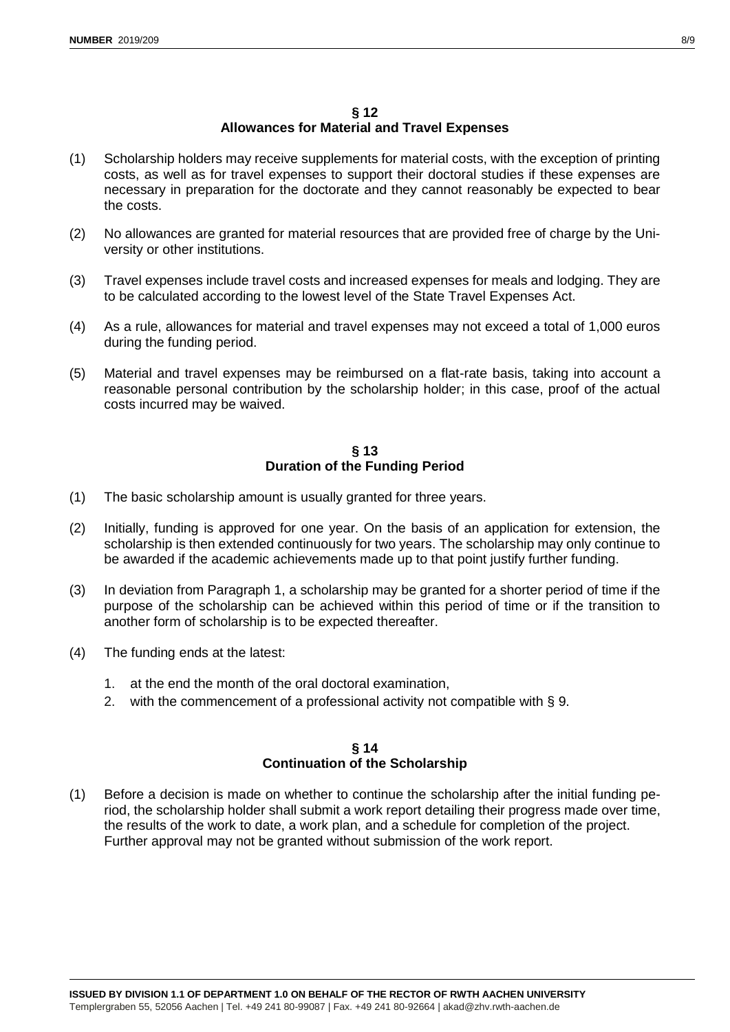## § 12
## Allowances for Material and Travel Expenses

(1) Scholarship holders may receive supplements for material costs, with the exception of printing costs, as well as for travel expenses to support their doctoral studies if these expenses are necessary in preparation for the doctorate and they cannot reasonably be expected to bear the costs.

(2) No allowances are granted for material resources that are provided free of charge by the University or other institutions.

(3) Travel expenses include travel costs and increased expenses for meals and lodging. They are to be calculated according to the lowest level of the State Travel Expenses Act.

(4) As a rule, allowances for material and travel expenses may not exceed a total of 1,000 euros during the funding period.

(5) Material and travel expenses may be reimbursed on a flat-rate basis, taking into account a reasonable personal contribution by the scholarship holder; in this case, proof of the actual costs incurred may be waived.

## § 13
## Duration of the Funding Period

(1) The basic scholarship amount is usually granted for three years.

(2) Initially, funding is approved for one year. On the basis of an application for extension, the scholarship is then extended continuously for two years. The scholarship may only continue to be awarded if the academic achievements made up to that point justify further funding.

(3) In deviation from Paragraph 1, a scholarship may be granted for a shorter period of time if the purpose of the scholarship can be achieved within this period of time or if the transition to another form of scholarship is to be expected thereafter.

(4) The funding ends at the latest:

1. at the end the month of the oral doctoral examination,
2. with the commencement of a professional activity not compatible with § 9.

## § 14
## Continuation of the Scholarship

(1) Before a decision is made on whether to continue the scholarship after the initial funding period, the scholarship holder shall submit a work report detailing their progress made over time, the results of the work to date, a work plan, and a schedule for completion of the project. Further approval may not be granted without submission of the work report.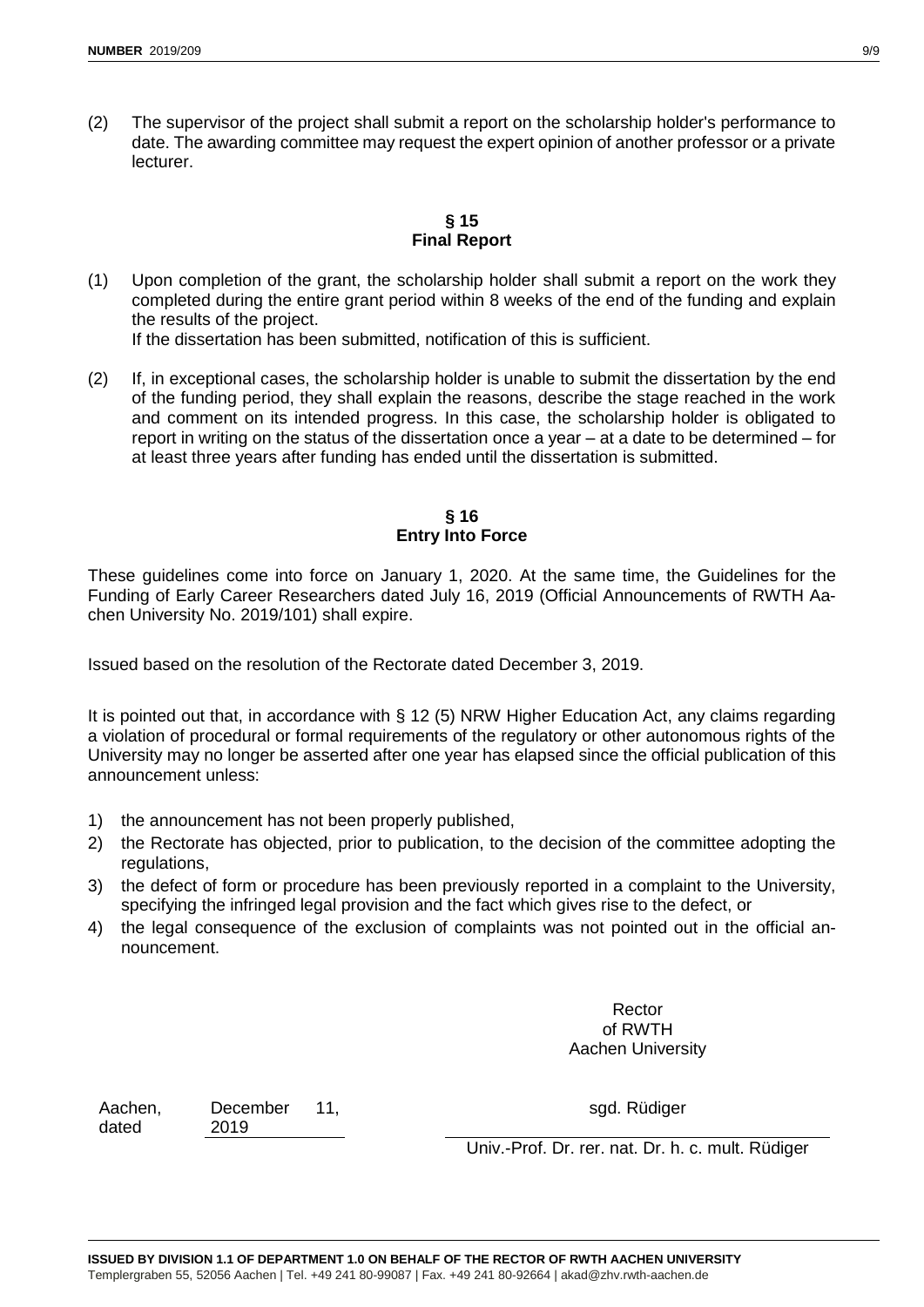(2) The supervisor of the project shall submit a report on the scholarship holder's performance to date. The awarding committee may request the expert opinion of another professor or a private lecturer.

## § 15
## Final Report

(1) Upon completion of the grant, the scholarship holder shall submit a report on the work they completed during the entire grant period within 8 weeks of the end of the funding and explain the results of the project.
If the dissertation has been submitted, notification of this is sufficient.

(2) If, in exceptional cases, the scholarship holder is unable to submit the dissertation by the end of the funding period, they shall explain the reasons, describe the stage reached in the work and comment on its intended progress. In this case, the scholarship holder is obligated to report in writing on the status of the dissertation once a year – at a date to be determined – for at least three years after funding has ended until the dissertation is submitted.

## § 16
## Entry Into Force

These guidelines come into force on January 1, 2020. At the same time, the Guidelines for the Funding of Early Career Researchers dated July 16, 2019 (Official Announcements of RWTH Aachen University No. 2019/101) shall expire.

Issued based on the resolution of the Rectorate dated December 3, 2019.

It is pointed out that, in accordance with § 12 (5) NRW Higher Education Act, any claims regarding a violation of procedural or formal requirements of the regulatory or other autonomous rights of the University may no longer be asserted after one year has elapsed since the official publication of this announcement unless:

1) the announcement has not been properly published,
2) the Rectorate has objected, prior to publication, to the decision of the committee adopting the regulations,
3) the defect of form or procedure has been previously reported in a complaint to the University, specifying the infringed legal provision and the fact which gives rise to the defect, or
4) the legal consequence of the exclusion of complaints was not pointed out in the official announcement.

Rector
of RWTH
Aachen University

Aachen, dated December 11, 2019

sgd. Rüdiger

Univ.-Prof. Dr. rer. nat. Dr. h. c. mult. Rüdiger

**ISSUED BY DIVISION 1.1 OF DEPARTMENT 1.0 ON BEHALF OF THE RECTOR OF RWTH AACHEN UNIVERSITY**
Templergraben 55, 52056 Aachen | Tel. +49 241 80-99087 | Fax. +49 241 80-92664 | akad@zhv.rwth-aachen.de